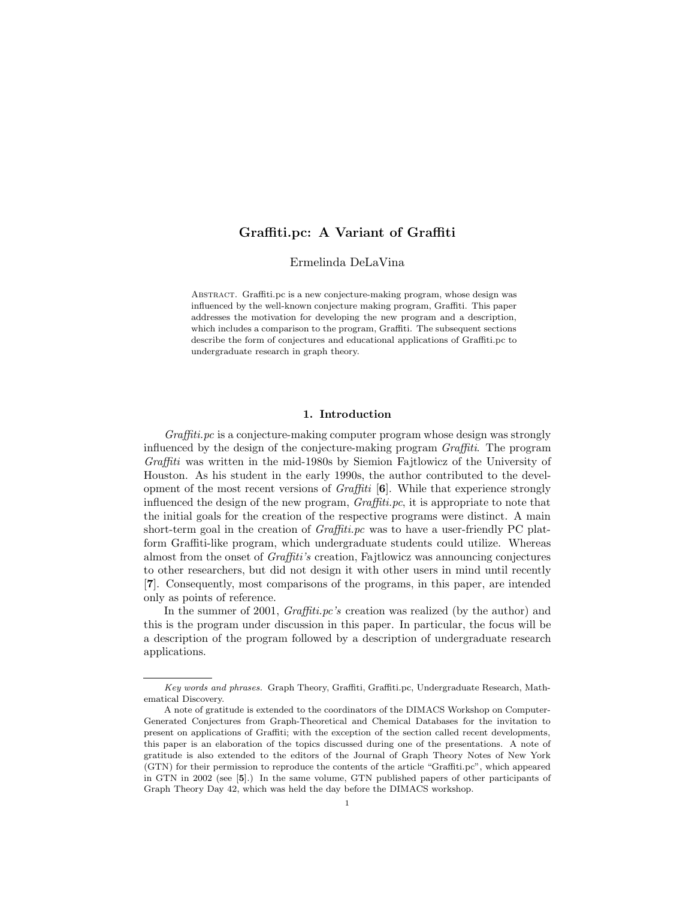# Graffiti.pc: A Variant of Graffiti

Ermelinda DeLaVina

Abstract. Graffiti.pc is a new conjecture-making program, whose design was influenced by the well-known conjecture making program, Graffiti. This paper addresses the motivation for developing the new program and a description, which includes a comparison to the program, Graffiti. The subsequent sections describe the form of conjectures and educational applications of Graffiti.pc to undergraduate research in graph theory.

## 1. Introduction

*Graffiti.pc* is a conjecture-making computer program whose design was strongly influenced by the design of the conjecture-making program *Graffiti*. The program *Graffiti* was written in the mid-1980s by Siemion Fajtlowicz of the University of Houston. As his student in the early 1990s, the author contributed to the development of the most recent versions of *Graffiti* [**6**]. While that experience strongly influenced the design of the new program, *Graffiti.pc*, it is appropriate to note that the initial goals for the creation of the respective programs were distinct. A main short-term goal in the creation of *Graffiti.pc* was to have a user-friendly PC platform Graffiti-like program, which undergraduate students could utilize. Whereas almost from the onset of *Graffiti's* creation, Fajtlowicz was announcing conjectures to other researchers, but did not design it with other users in mind until recently [**7**]. Consequently, most comparisons of the programs, in this paper, are intended only as points of reference.

In the summer of 2001, *Graffiti.pc's* creation was realized (by the author) and this is the program under discussion in this paper. In particular, the focus will be a description of the program followed by a description of undergraduate research applications.

---

*Key words and phrases.* Graph Theory, Graffiti, Graffiti.pc, Undergraduate Research, Mathematical Discovery.

A note of gratitude is extended to the coordinators of the DIMACS Workshop on Computer-Generated Conjectures from Graph-Theoretical and Chemical Databases for the invitation to present on applications of Graffiti; with the exception of the section called recent developments, this paper is an elaboration of the topics discussed during one of the presentations. A note of gratitude is also extended to the editors of the Journal of Graph Theory Notes of New York (GTN) for their permission to reproduce the contents of the article "Graffiti.pc", which appeared in GTN in 2002 (see [**5**].) In the same volume, GTN published papers of other participants of Graph Theory Day 42, which was held the day before the DIMACS workshop.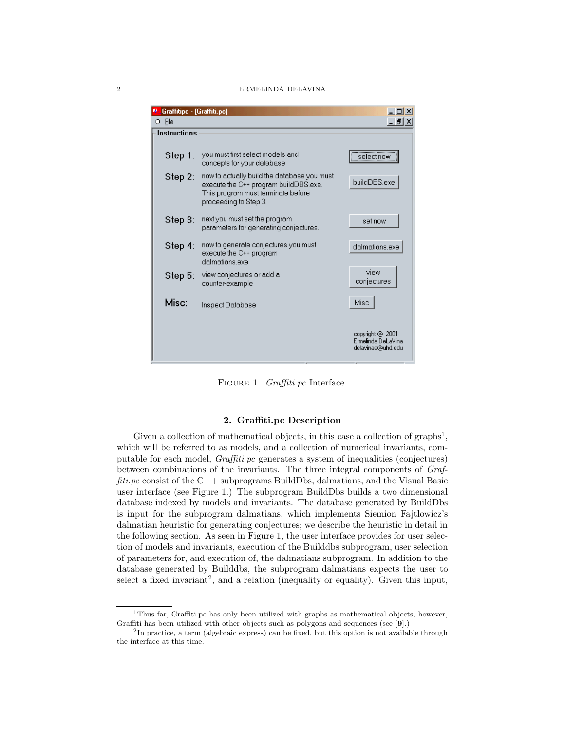Figure 1. *Graffiti.pc* Interface.

## 2. Graffiti.pc Description

Given a collection of mathematical objects, in this case a collection of graphs[1], which will be referred to as models, and a collection of numerical invariants, computable for each model, *Graffiti.pc* generates a system of inequalities (conjectures) between combinations of the invariants. The three integral components of *Graffiti.pc* consist of the C++ subprograms BuildDbs, dalmatians, and the Visual Basic user interface (see Figure 1.) The subprogram BuildDbs builds a two dimensional database indexed by models and invariants. The database generated by BuildDbs is input for the subprogram dalmatians, which implements Siemion Fajtlowicz's dalmatian heuristic for generating conjectures; we describe the heuristic in detail in the following section. As seen in Figure 1, the user interface provides for user selection of models and invariants, execution of the Builddbs subprogram, user selection of parameters for, and execution of, the dalmatians subprogram. In addition to the database generated by Builddbs, the subprogram dalmatians expects the user to select a fixed invariant[2], and a relation (inequality or equality). Given this input,

---

[1] Thus far, Graffiti.pc has only been utilized with graphs as mathematical objects, however, Graffiti has been utilized with other objects such as polygons and sequences (see [**9**].)

[2] In practice, a term (algebraic express) can be fixed, but this option is not available through the interface at this time.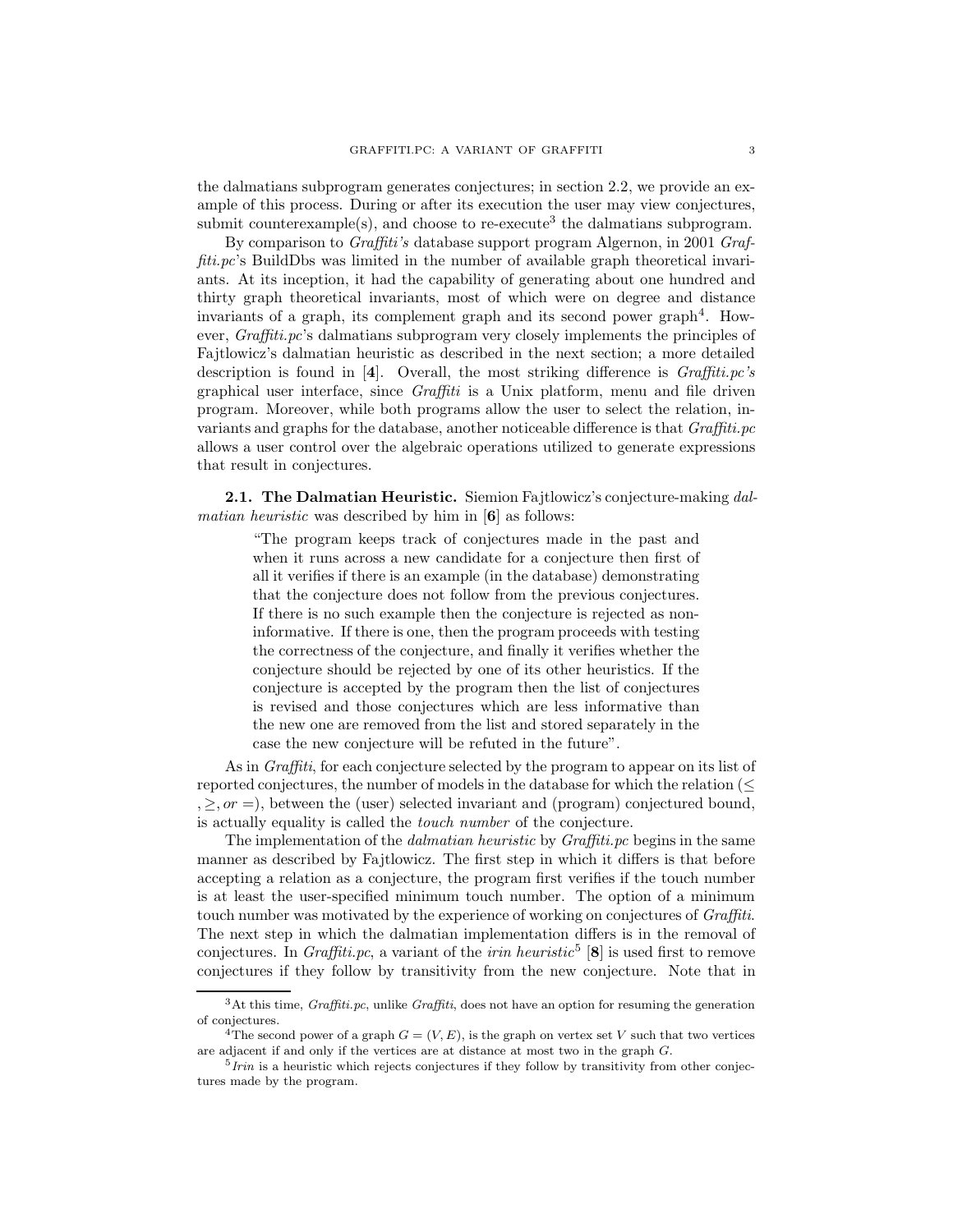the dalmatians subprogram generates conjectures; in section 2.2, we provide an example of this process. During or after its execution the user may view conjectures, submit counterexample(s), and choose to re-execute[3] the dalmatians subprogram.

By comparison to *Graffiti's* database support program Algernon, in 2001 *Graffiti.pc*'s BuildDbs was limited in the number of available graph theoretical invariants. At its inception, it had the capability of generating about one hundred and thirty graph theoretical invariants, most of which were on degree and distance invariants of a graph, its complement graph and its second power graph[4]. However, *Graffiti.pc*'s dalmatians subprogram very closely implements the principles of Fajtlowicz's dalmatian heuristic as described in the next section; a more detailed description is found in [**4**]. Overall, the most striking difference is *Graffiti.pc's* graphical user interface, since *Graffiti* is a Unix platform, menu and file driven program. Moreover, while both programs allow the user to select the relation, invariants and graphs for the database, another noticeable difference is that *Graffiti.pc* allows a user control over the algebraic operations utilized to generate expressions that result in conjectures.

**2.1. The Dalmatian Heuristic.** Siemion Fajtlowicz's conjecture-making *dalmatian heuristic* was described by him in [**6**] as follows:

> "The program keeps track of conjectures made in the past and when it runs across a new candidate for a conjecture then first of all it verifies if there is an example (in the database) demonstrating that the conjecture does not follow from the previous conjectures. If there is no such example then the conjecture is rejected as non-informative. If there is one, then the program proceeds with testing the correctness of the conjecture, and finally it verifies whether the conjecture should be rejected by one of its other heuristics. If the conjecture is accepted by the program then the list of conjectures is revised and those conjectures which are less informative than the new one are removed from the list and stored separately in the case the new conjecture will be refuted in the future".

As in *Graffiti*, for each conjecture selected by the program to appear on its list of reported conjectures, the number of models in the database for which the relation ($\leq, \geq, or =$), between the (user) selected invariant and (program) conjectured bound, is actually equality is called the *touch number* of the conjecture.

The implementation of the *dalmatian heuristic* by *Graffiti.pc* begins in the same manner as described by Fajtlowicz. The first step in which it differs is that before accepting a relation as a conjecture, the program first verifies if the touch number is at least the user-specified minimum touch number. The option of a minimum touch number was motivated by the experience of working on conjectures of *Graffiti*. The next step in which the dalmatian implementation differs is in the removal of conjectures. In *Graffiti.pc*, a variant of the *irin heuristic*[5] [**8**] is used first to remove conjectures if they follow by transitivity from the new conjecture. Note that in

---

[3] At this time, *Graffiti.pc*, unlike *Graffiti*, does not have an option for resuming the generation of conjectures.

[4] The second power of a graph $G = (V, E)$, is the graph on vertex set $V$ such that two vertices are adjacent if and only if the vertices are at distance at most two in the graph $G$.

[5] *Irin* is a heuristic which rejects conjectures if they follow by transitivity from other conjectures made by the program.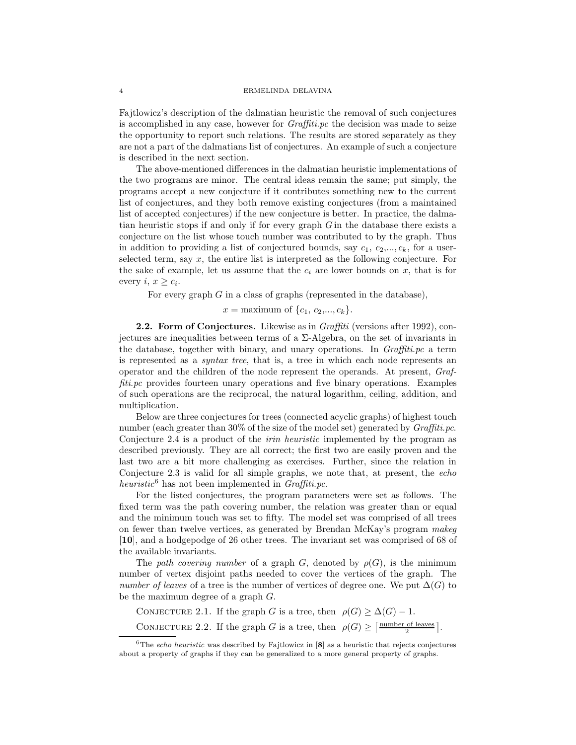Fajtlowicz's description of the dalmatian heuristic the removal of such conjectures is accomplished in any case, however for *Graffiti.pc* the decision was made to seize the opportunity to report such relations. The results are stored separately as they are not a part of the dalmatians list of conjectures. An example of such a conjecture is described in the next section.

The above-mentioned differences in the dalmatian heuristic implementations of the two programs are minor. The central ideas remain the same; put simply, the programs accept a new conjecture if it contributes something new to the current list of conjectures, and they both remove existing conjectures (from a maintained list of accepted conjectures) if the new conjecture is better. In practice, the dalmatian heuristic stops if and only if for every graph $G$ in the database there exists a conjecture on the list whose touch number was contributed to by the graph. Thus in addition to providing a list of conjectured bounds, say $c_1, c_2, ..., c_k$, for a user-selected term, say $x$, the entire list is interpreted as the following conjecture. For the sake of example, let us assume that the $c_i$ are lower bounds on $x$, that is for every $i$, $x \geq c_i$.

For every graph $G$ in a class of graphs (represented in the database),

$$x = \text{maximum of } \{c_1, c_2, ..., c_k\}.$$

**2.2. Form of Conjectures.** Likewise as in *Graffiti* (versions after 1992), conjectures are inequalities between terms of a $\Sigma$-Algebra, on the set of invariants in the database, together with binary, and unary operations. In *Graffiti.pc* a term is represented as a *syntax tree*, that is, a tree in which each node represents an operator and the children of the node represent the operands. At present, *Graffiti.pc* provides fourteen unary operations and five binary operations. Examples of such operations are the reciprocal, the natural logarithm, ceiling, addition, and multiplication.

Below are three conjectures for trees (connected acyclic graphs) of highest touch number (each greater than 30% of the size of the model set) generated by *Graffiti.pc*. Conjecture 2.4 is a product of the *irin heuristic* implemented by the program as described previously. They are all correct; the first two are easily proven and the last two are a bit more challenging as exercises. Further, since the relation in Conjecture 2.3 is valid for all simple graphs, we note that, at present, the *echo heuristic*[6] has not been implemented in *Graffiti.pc*.

For the listed conjectures, the program parameters were set as follows. The fixed term was the path covering number, the relation was greater than or equal and the minimum touch was set to fifty. The model set was comprised of all trees on fewer than twelve vertices, as generated by Brendan McKay's program *makeg* [**10**], and a hodgepodge of 26 other trees. The invariant set was comprised of 68 of the available invariants.

The *path covering number* of a graph $G$, denoted by $\rho(G)$, is the minimum number of vertex disjoint paths needed to cover the vertices of the graph. The *number of leaves* of a tree is the number of vertices of degree one. We put $\Delta(G)$ to be the maximum degree of a graph $G$.

Conjecture 2.1. If the graph $G$ is a tree, then $\rho(G) \geq \Delta(G) - 1$.

Conjecture 2.2. If the graph $G$ is a tree, then $\rho(G) \geq \left\lceil \frac{\text{number of leaves}}{2} \right\rceil$.

[6]The *echo heuristic* was described by Fajtlowicz in [**8**] as a heuristic that rejects conjectures about a property of graphs if they can be generalized to a more general property of graphs.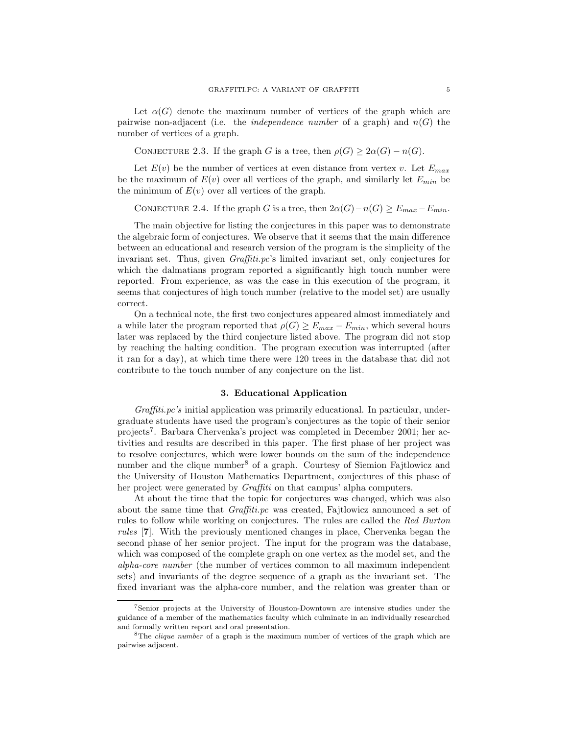Let $\alpha(G)$ denote the maximum number of vertices of the graph which are pairwise non-adjacent (i.e. the *independence number* of a graph) and $n(G)$ the number of vertices of a graph.

CONJECTURE 2.3. If the graph $G$ is a tree, then $\rho(G) \geq 2\alpha(G) - n(G)$.

Let $E(v)$ be the number of vertices at even distance from vertex $v$. Let $E_{max}$ be the maximum of $E(v)$ over all vertices of the graph, and similarly let $E_{min}$ be the minimum of $E(v)$ over all vertices of the graph.

CONJECTURE 2.4. If the graph $G$ is a tree, then $2\alpha(G) - n(G) \geq E_{max} - E_{min}$.

The main objective for listing the conjectures in this paper was to demonstrate the algebraic form of conjectures. We observe that it seems that the main difference between an educational and research version of the program is the simplicity of the invariant set. Thus, given *Graffiti.pc*'s limited invariant set, only conjectures for which the dalmatians program reported a significantly high touch number were reported. From experience, as was the case in this execution of the program, it seems that conjectures of high touch number (relative to the model set) are usually correct.

On a technical note, the first two conjectures appeared almost immediately and a while later the program reported that $\rho(G) \geq E_{max} - E_{min}$, which several hours later was replaced by the third conjecture listed above. The program did not stop by reaching the halting condition. The program execution was interrupted (after it ran for a day), at which time there were 120 trees in the database that did not contribute to the touch number of any conjecture on the list.

## 3. Educational Application

*Graffiti.pc's* initial application was primarily educational. In particular, undergraduate students have used the program's conjectures as the topic of their senior projects[7]. Barbara Chervenka's project was completed in December 2001; her activities and results are described in this paper. The first phase of her project was to resolve conjectures, which were lower bounds on the sum of the independence number and the clique number[8] of a graph. Courtesy of Siemion Fajtlowicz and the University of Houston Mathematics Department, conjectures of this phase of her project were generated by *Graffiti* on that campus' alpha computers.

At about the time that the topic for conjectures was changed, which was also about the same time that *Graffiti.pc* was created, Fajtlowicz announced a set of rules to follow while working on conjectures. The rules are called the *Red Burton rules* [**7**]. With the previously mentioned changes in place, Chervenka began the second phase of her senior project. The input for the program was the database, which was composed of the complete graph on one vertex as the model set, and the *alpha-core number* (the number of vertices common to all maximum independent sets) and invariants of the degree sequence of a graph as the invariant set. The fixed invariant was the alpha-core number, and the relation was greater than or

[7] Senior projects at the University of Houston-Downtown are intensive studies under the guidance of a member of the mathematics faculty which culminate in an individually researched and formally written report and oral presentation.

[8] The *clique number* of a graph is the maximum number of vertices of the graph which are pairwise adjacent.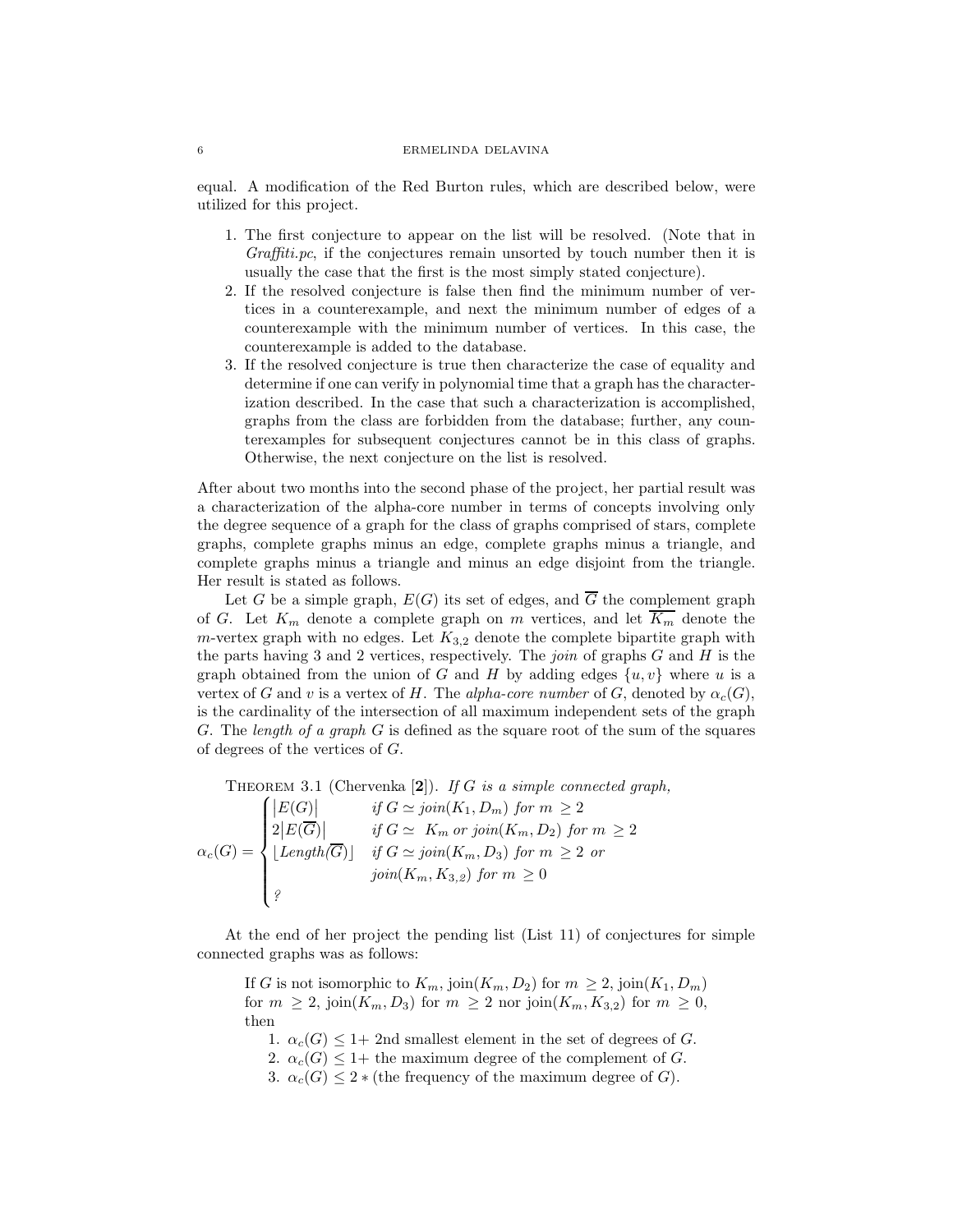equal. A modification of the Red Burton rules, which are described below, were utilized for this project.

1. The first conjecture to appear on the list will be resolved. (Note that in *Graffiti.pc*, if the conjectures remain unsorted by touch number then it is usually the case that the first is the most simply stated conjecture).
2. If the resolved conjecture is false then find the minimum number of vertices in a counterexample, and next the minimum number of edges of a counterexample with the minimum number of vertices. In this case, the counterexample is added to the database.
3. If the resolved conjecture is true then characterize the case of equality and determine if one can verify in polynomial time that a graph has the characterization described. In the case that such a characterization is accomplished, graphs from the class are forbidden from the database; further, any counterexamples for subsequent conjectures cannot be in this class of graphs. Otherwise, the next conjecture on the list is resolved.

After about two months into the second phase of the project, her partial result was a characterization of the alpha-core number in terms of concepts involving only the degree sequence of a graph for the class of graphs comprised of stars, complete graphs, complete graphs minus an edge, complete graphs minus a triangle, and complete graphs minus a triangle and minus an edge disjoint from the triangle. Her result is stated as follows.

Let $G$ be a simple graph, $E(G)$ its set of edges, and $\overline{G}$ the complement graph of $G$. Let $K_m$ denote a complete graph on $m$ vertices, and let $\overline{K_m}$ denote the $m$-vertex graph with no edges. Let $K_{3,2}$ denote the complete bipartite graph with the parts having 3 and 2 vertices, respectively. The *join* of graphs $G$ and $H$ is the graph obtained from the union of $G$ and $H$ by adding edges $\{u, v\}$ where $u$ is a vertex of $G$ and $v$ is a vertex of $H$. The *alpha-core number* of $G$, denoted by $\alpha_c(G)$, is the cardinality of the intersection of all maximum independent sets of the graph $G$. The *length of a graph* $G$ is defined as the square root of the sum of the squares of degrees of the vertices of $G$.

THEOREM 3.1 (Chervenka [**2**]). *If $G$ is a simple connected graph,*

$$\alpha_c(G) = \begin{cases} |E(G)| & \text{if } G \simeq join(K_1, D_m) \text{ for } m \geq 2 \\ 2|E(\overline{G})| & \text{if } G \simeq K_m \text{ or } join(K_m, D_2) \text{ for } m \geq 2 \\ \lfloor Length(\overline{G}) \rfloor & \text{if } G \simeq join(K_m, D_3) \text{ for } m \geq 2 \text{ or} \\ & join(K_m, K_{3,2}) \text{ for } m \geq 0 \\ ? & \end{cases}$$

At the end of her project the pending list (List 11) of conjectures for simple connected graphs was as follows:

> If $G$ is not isomorphic to $K_m$, join$(K_m, D_2)$ for $m \geq 2$, join$(K_1, D_m)$ for $m \geq 2$, join$(K_m, D_3)$ for $m \geq 2$ nor join$(K_m, K_{3,2})$ for $m \geq 0$, then
>
> 1. $\alpha_c(G) \leq 1+$ 2nd smallest element in the set of degrees of $G$.
> 2. $\alpha_c(G) \leq 1+$ the maximum degree of the complement of $G$.
> 3. $\alpha_c(G) \leq 2 *$ (the frequency of the maximum degree of $G$).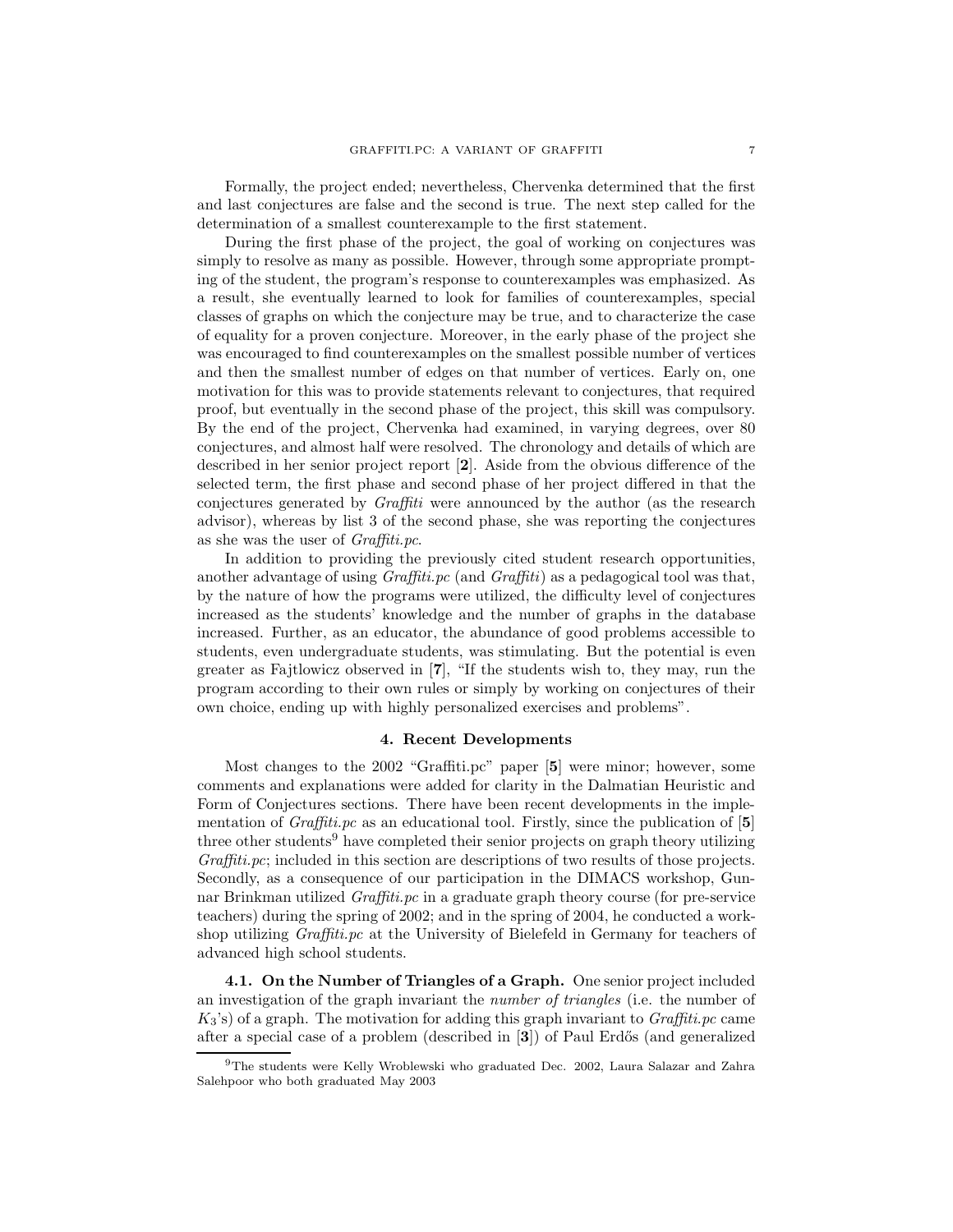Formally, the project ended; nevertheless, Chervenka determined that the first and last conjectures are false and the second is true. The next step called for the determination of a smallest counterexample to the first statement.

During the first phase of the project, the goal of working on conjectures was simply to resolve as many as possible. However, through some appropriate prompting of the student, the program's response to counterexamples was emphasized. As a result, she eventually learned to look for families of counterexamples, special classes of graphs on which the conjecture may be true, and to characterize the case of equality for a proven conjecture. Moreover, in the early phase of the project she was encouraged to find counterexamples on the smallest possible number of vertices and then the smallest number of edges on that number of vertices. Early on, one motivation for this was to provide statements relevant to conjectures, that required proof, but eventually in the second phase of the project, this skill was compulsory. By the end of the project, Chervenka had examined, in varying degrees, over 80 conjectures, and almost half were resolved. The chronology and details of which are described in her senior project report [**2**]. Aside from the obvious difference of the selected term, the first phase and second phase of her project differed in that the conjectures generated by *Graffiti* were announced by the author (as the research advisor), whereas by list 3 of the second phase, she was reporting the conjectures as she was the user of *Graffiti.pc*.

In addition to providing the previously cited student research opportunities, another advantage of using *Graffiti.pc* (and *Graffiti*) as a pedagogical tool was that, by the nature of how the programs were utilized, the difficulty level of conjectures increased as the students' knowledge and the number of graphs in the database increased. Further, as an educator, the abundance of good problems accessible to students, even undergraduate students, was stimulating. But the potential is even greater as Fajtlowicz observed in [**7**], "If the students wish to, they may, run the program according to their own rules or simply by working on conjectures of their own choice, ending up with highly personalized exercises and problems".

## 4. Recent Developments

Most changes to the 2002 "Graffiti.pc" paper [**5**] were minor; however, some comments and explanations were added for clarity in the Dalmatian Heuristic and Form of Conjectures sections. There have been recent developments in the implementation of *Graffiti.pc* as an educational tool. Firstly, since the publication of [**5**] three other students[9] have completed their senior projects on graph theory utilizing *Graffiti.pc*; included in this section are descriptions of two results of those projects. Secondly, as a consequence of our participation in the DIMACS workshop, Gunnar Brinkman utilized *Graffiti.pc* in a graduate graph theory course (for pre-service teachers) during the spring of 2002; and in the spring of 2004, he conducted a workshop utilizing *Graffiti.pc* at the University of Bielefeld in Germany for teachers of advanced high school students.

**4.1. On the Number of Triangles of a Graph.** One senior project included an investigation of the graph invariant the *number of triangles* (i.e. the number of $K_3$'s) of a graph. The motivation for adding this graph invariant to *Graffiti.pc* came after a special case of a problem (described in [**3**]) of Paul Erdős (and generalized

[9] The students were Kelly Wroblewski who graduated Dec. 2002, Laura Salazar and Zahra Salehpoor who both graduated May 2003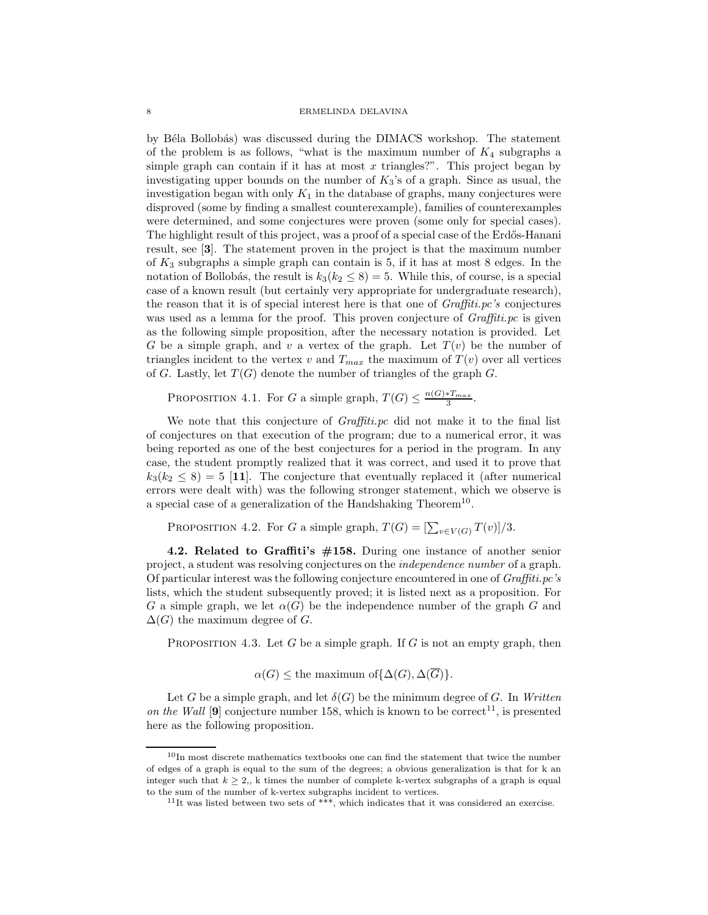by Béla Bollobás) was discussed during the DIMACS workshop. The statement of the problem is as follows, "what is the maximum number of $K_4$ subgraphs a simple graph can contain if it has at most $x$ triangles?". This project began by investigating upper bounds on the number of $K_3$'s of a graph. Since as usual, the investigation began with only $K_1$ in the database of graphs, many conjectures were disproved (some by finding a smallest counterexample), families of counterexamples were determined, and some conjectures were proven (some only for special cases). The highlight result of this project, was a proof of a special case of the Erdős-Hanani result, see [**3**]. The statement proven in the project is that the maximum number of $K_3$ subgraphs a simple graph can contain is 5, if it has at most 8 edges. In the notation of Bollobás, the result is $k_3(k_2 \leq 8) = 5$. While this, of course, is a special case of a known result (but certainly very appropriate for undergraduate research), the reason that it is of special interest here is that one of *Graffiti.pc's* conjectures was used as a lemma for the proof. This proven conjecture of *Graffiti.pc* is given as the following simple proposition, after the necessary notation is provided. Let $G$ be a simple graph, and $v$ a vertex of the graph. Let $T(v)$ be the number of triangles incident to the vertex $v$ and $T_{max}$ the maximum of $T(v)$ over all vertices of $G$. Lastly, let $T(G)$ denote the number of triangles of the graph $G$.

Proposition 4.1. For $G$ a simple graph, $T(G) \leq \frac{n(G)*T_{max}}{3}$.

We note that this conjecture of *Graffiti.pc* did not make it to the final list of conjectures on that execution of the program; due to a numerical error, it was being reported as one of the best conjectures for a period in the program. In any case, the student promptly realized that it was correct, and used it to prove that $k_3(k_2 \leq 8) = 5$ [**11**]. The conjecture that eventually replaced it (after numerical errors were dealt with) was the following stronger statement, which we observe is a special case of a generalization of the Handshaking Theorem[10].

Proposition 4.2. For $G$ a simple graph, $T(G) = [\sum_{v \in V(G)} T(v)]/3$.

**4.2. Related to Graffiti's #158.** During one instance of another senior project, a student was resolving conjectures on the *independence number* of a graph. Of particular interest was the following conjecture encountered in one of *Graffiti.pc's* lists, which the student subsequently proved; it is listed next as a proposition. For $G$ a simple graph, we let $\alpha(G)$ be the independence number of the graph $G$ and $\Delta(G)$ the maximum degree of $G$.

Proposition 4.3. Let $G$ be a simple graph. If $G$ is not an empty graph, then

$$\alpha(G) \leq \text{the maximum of}\{\Delta(G), \Delta(\overline{G})\}.$$

Let $G$ be a simple graph, and let $\delta(G)$ be the minimum degree of $G$. In *Written on the Wall* [**9**] conjecture number 158, which is known to be correct[11], is presented here as the following proposition.

---

[10] In most discrete mathematics textbooks one can find the statement that twice the number of edges of a graph is equal to the sum of the degrees; a obvious generalization is that for k an integer such that $k \geq 2$,, k times the number of complete k-vertex subgraphs of a graph is equal to the sum of the number of k-vertex subgraphs incident to vertices.

[11] It was listed between two sets of ***, which indicates that it was considered an exercise.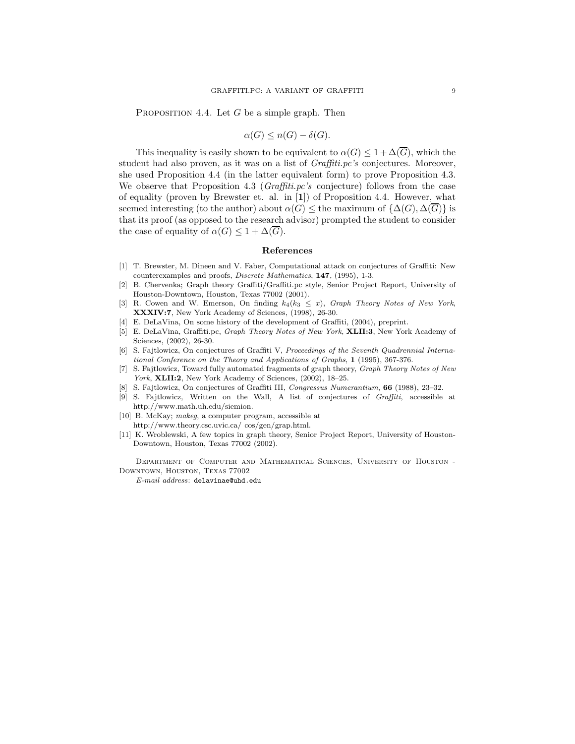Proposition 4.4. Let $G$ be a simple graph. Then

$$\alpha(G) \leq n(G) - \delta(G).$$

This inequality is easily shown to be equivalent to $\alpha(G) \leq 1 + \Delta(\overline{G})$, which the student had also proven, as it was on a list of *Graffiti.pc's* conjectures. Moreover, she used Proposition 4.4 (in the latter equivalent form) to prove Proposition 4.3. We observe that Proposition 4.3 (*Graffiti.pc's* conjecture) follows from the case of equality (proven by Brewster et. al. in [**1**]) of Proposition 4.4. However, what seemed interesting (to the author) about $\alpha(G) \leq$ the maximum of $\{\Delta(G), \Delta(\overline{G})\}$ is that its proof (as opposed to the research advisor) prompted the student to consider the case of equality of $\alpha(G) \leq 1 + \Delta(\overline{G})$.

## References

[1] T. Brewster, M. Dineen and V. Faber, Computational attack on conjectures of Graffiti: New counterexamples and proofs, *Discrete Mathematics*, **147**, (1995), 1-3.

[2] B. Chervenka; Graph theory Graffiti/Graffiti.pc style, Senior Project Report, University of Houston-Downtown, Houston, Texas 77002 (2001).

[3] R. Cowen and W. Emerson, On finding $k_4(k_3 \leq x)$, *Graph Theory Notes of New York*, **XXXIV:7**, New York Academy of Sciences, (1998), 26-30.

[4] E. DeLaVina, On some history of the development of Graffiti, (2004), preprint.

[5] E. DeLaVina, Graffiti.pc, *Graph Theory Notes of New York*, **XLII:3**, New York Academy of Sciences, (2002), 26-30.

[6] S. Fajtlowicz, On conjectures of Graffiti V, *Proceedings of the Seventh Quadrennial International Conference on the Theory and Applications of Graphs*, **1** (1995), 367-376.

[7] S. Fajtlowicz, Toward fully automated fragments of graph theory, *Graph Theory Notes of New York*, **XLII:2**, New York Academy of Sciences, (2002), 18–25.

[8] S. Fajtlowicz, On conjectures of Graffiti III, *Congressus Numerantium*, **66** (1988), 23–32.

[9] S. Fajtlowicz, Written on the Wall, A list of conjectures of *Graffiti*, accessible at http://www.math.uh.edu/siemion.

[10] B. McKay; *makeg*, a computer program, accessible at http://www.theory.csc.uvic.ca/ cos/gen/grap.html.

[11] K. Wroblewski, A few topics in graph theory, Senior Project Report, University of Houston-Downtown, Houston, Texas 77002 (2002).

Department of Computer and Mathematical Sciences, University of Houston - Downtown, Houston, Texas 77002

*E-mail address*: delavinae@uhd.edu